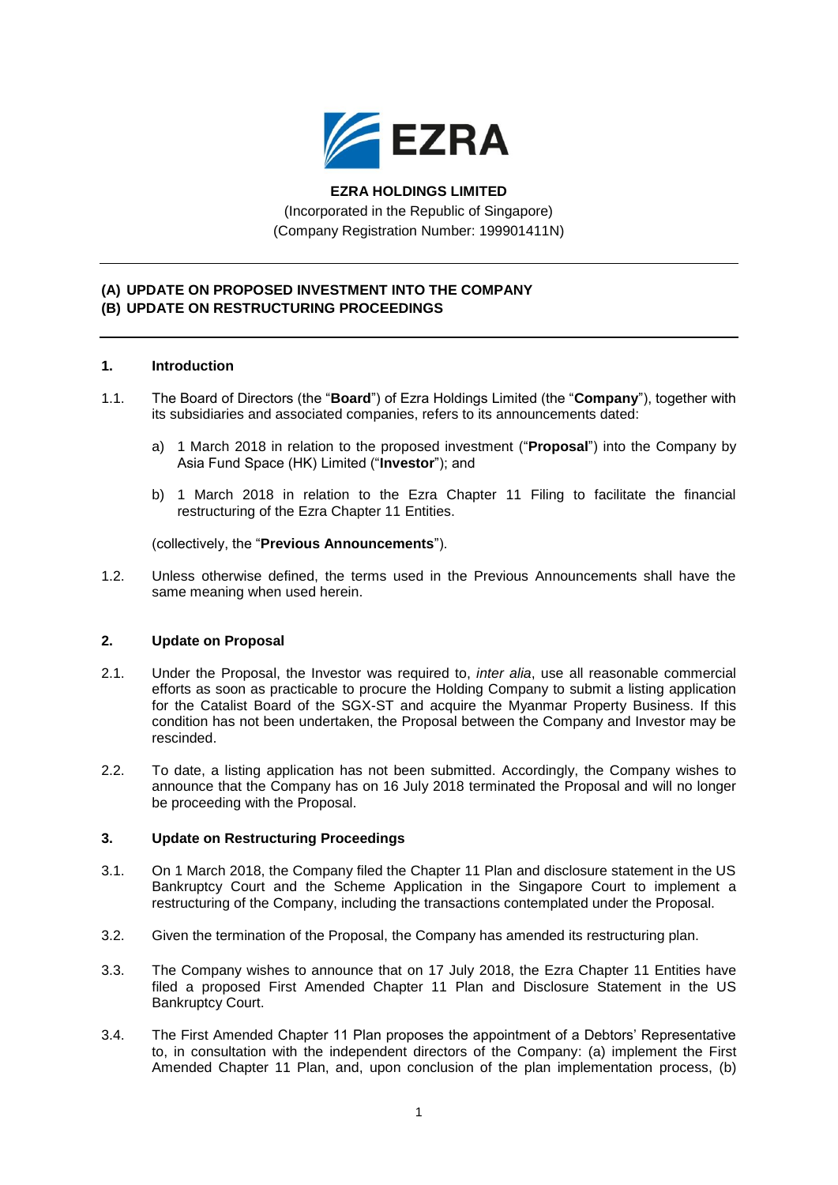**EZRA HOLDINGS LIMITED**

(Incorporated in the Republic of Singapore)
(Company Registration Number: 199901411N)

---

**(A) UPDATE ON PROPOSED INVESTMENT INTO THE COMPANY**
**(B) UPDATE ON RESTRUCTURING PROCEEDINGS**

---

## 1. Introduction

1.1. The Board of Directors (the "**Board**") of Ezra Holdings Limited (the "**Company**"), together with its subsidiaries and associated companies, refers to its announcements dated:

a) 1 March 2018 in relation to the proposed investment ("**Proposal**") into the Company by Asia Fund Space (HK) Limited ("**Investor**"); and

b) 1 March 2018 in relation to the Ezra Chapter 11 Filing to facilitate the financial restructuring of the Ezra Chapter 11 Entities.

(collectively, the "**Previous Announcements**").

1.2. Unless otherwise defined, the terms used in the Previous Announcements shall have the same meaning when used herein.

## 2. Update on Proposal

2.1. Under the Proposal, the Investor was required to, *inter alia*, use all reasonable commercial efforts as soon as practicable to procure the Holding Company to submit a listing application for the Catalist Board of the SGX-ST and acquire the Myanmar Property Business. If this condition has not been undertaken, the Proposal between the Company and Investor may be rescinded.

2.2. To date, a listing application has not been submitted. Accordingly, the Company wishes to announce that the Company has on 16 July 2018 terminated the Proposal and will no longer be proceeding with the Proposal.

## 3. Update on Restructuring Proceedings

3.1. On 1 March 2018, the Company filed the Chapter 11 Plan and disclosure statement in the US Bankruptcy Court and the Scheme Application in the Singapore Court to implement a restructuring of the Company, including the transactions contemplated under the Proposal.

3.2. Given the termination of the Proposal, the Company has amended its restructuring plan.

3.3. The Company wishes to announce that on 17 July 2018, the Ezra Chapter 11 Entities have filed a proposed First Amended Chapter 11 Plan and Disclosure Statement in the US Bankruptcy Court.

3.4. The First Amended Chapter 11 Plan proposes the appointment of a Debtors' Representative to, in consultation with the independent directors of the Company: (a) implement the First Amended Chapter 11 Plan, and, upon conclusion of the plan implementation process, (b)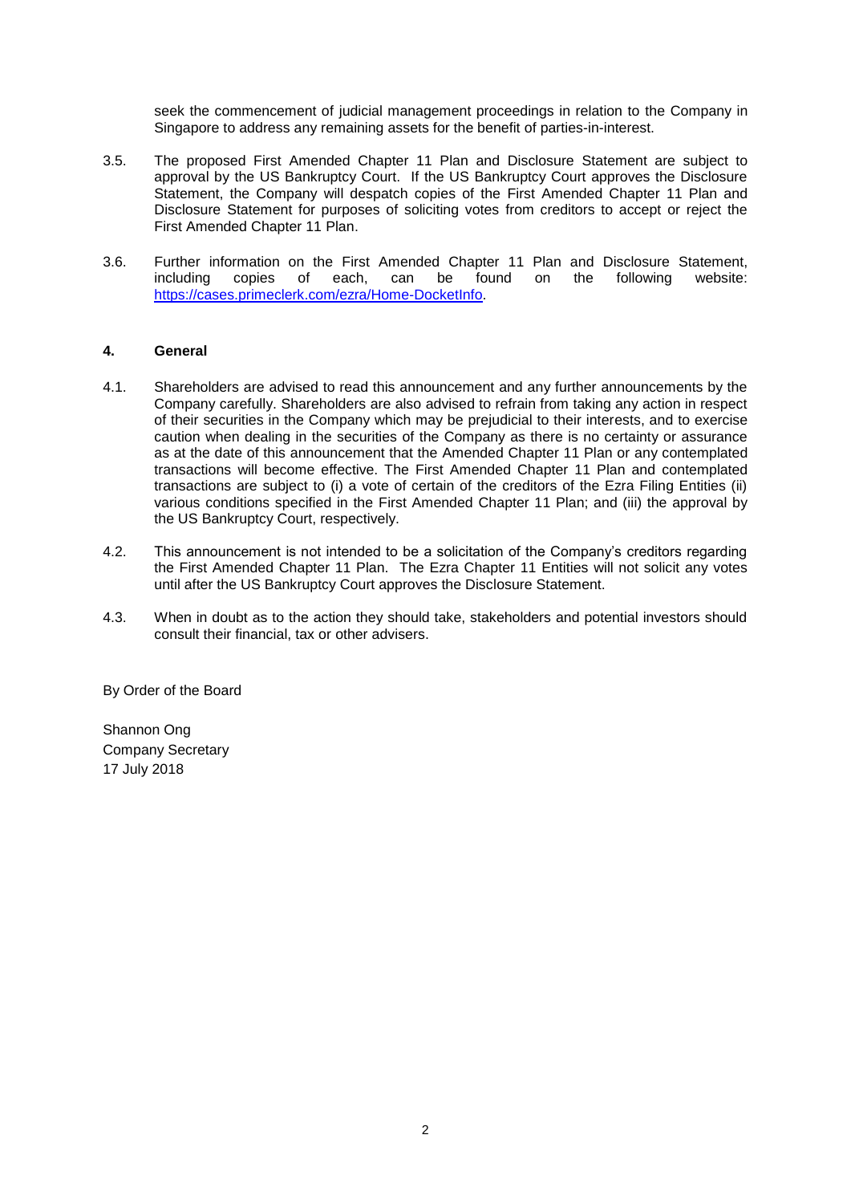seek the commencement of judicial management proceedings in relation to the Company in Singapore to address any remaining assets for the benefit of parties-in-interest.

3.5. The proposed First Amended Chapter 11 Plan and Disclosure Statement are subject to approval by the US Bankruptcy Court. If the US Bankruptcy Court approves the Disclosure Statement, the Company will despatch copies of the First Amended Chapter 11 Plan and Disclosure Statement for purposes of soliciting votes from creditors to accept or reject the First Amended Chapter 11 Plan.

3.6. Further information on the First Amended Chapter 11 Plan and Disclosure Statement, including copies of each, can be found on the following website: [https://cases.primeclerk.com/ezra/Home-DocketInfo](https://cases.primeclerk.com/ezra/Home-DocketInfo).

## 4. General

4.1. Shareholders are advised to read this announcement and any further announcements by the Company carefully. Shareholders are also advised to refrain from taking any action in respect of their securities in the Company which may be prejudicial to their interests, and to exercise caution when dealing in the securities of the Company as there is no certainty or assurance as at the date of this announcement that the Amended Chapter 11 Plan or any contemplated transactions will become effective. The First Amended Chapter 11 Plan and contemplated transactions are subject to (i) a vote of certain of the creditors of the Ezra Filing Entities (ii) various conditions specified in the First Amended Chapter 11 Plan; and (iii) the approval by the US Bankruptcy Court, respectively.

4.2. This announcement is not intended to be a solicitation of the Company's creditors regarding the First Amended Chapter 11 Plan. The Ezra Chapter 11 Entities will not solicit any votes until after the US Bankruptcy Court approves the Disclosure Statement.

4.3. When in doubt as to the action they should take, stakeholders and potential investors should consult their financial, tax or other advisers.

By Order of the Board

Shannon Ong
Company Secretary
17 July 2018